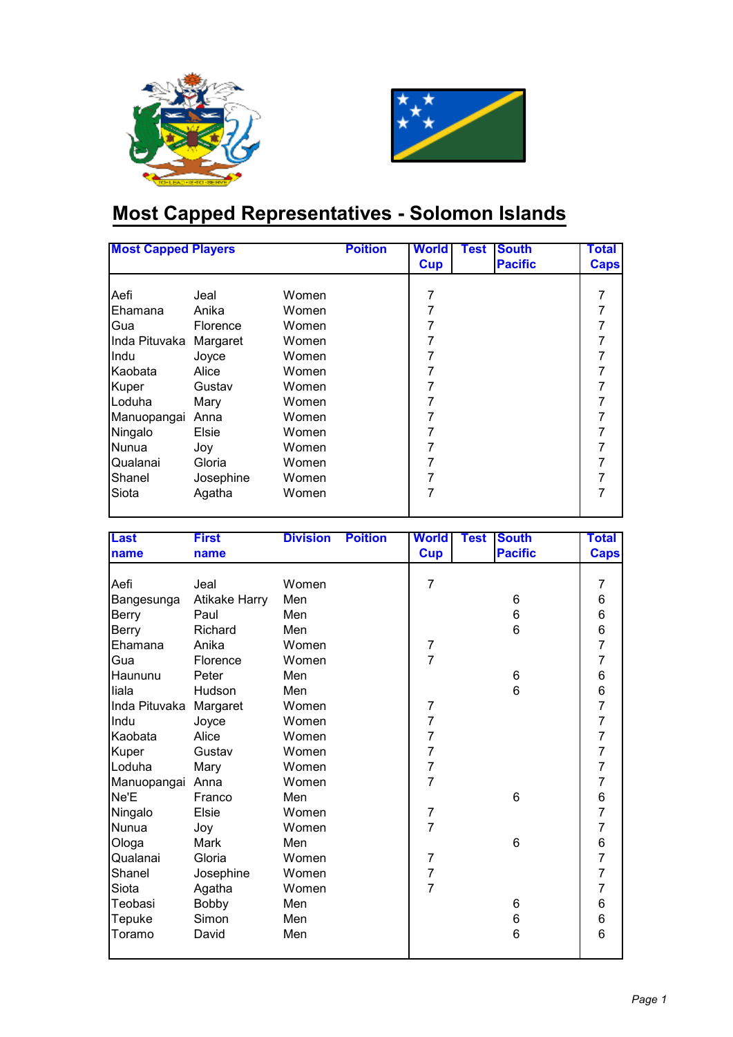# Most Capped Representatives - Solomon Islands

| Most Capped Players | | | Poition | World Cup | Test | South Pacific | Total Caps |
|---|---|---|---|---|---|---|---|
| Aefi | Jeal | Women | | 7 | | | 7 |
| Ehamana | Anika | Women | | 7 | | | 7 |
| Gua | Florence | Women | | 7 | | | 7 |
| Inda Pituvaka | Margaret | Women | | 7 | | | 7 |
| Indu | Joyce | Women | | 7 | | | 7 |
| Kaobata | Alice | Women | | 7 | | | 7 |
| Kuper | Gustav | Women | | 7 | | | 7 |
| Loduha | Mary | Women | | 7 | | | 7 |
| Manuopangai | Anna | Women | | 7 | | | 7 |
| Ningalo | Elsie | Women | | 7 | | | 7 |
| Nunua | Joy | Women | | 7 | | | 7 |
| Qualanai | Gloria | Women | | 7 | | | 7 |
| Shanel | Josephine | Women | | 7 | | | 7 |
| Siota | Agatha | Women | | 7 | | | 7 |

| Last name | First name | Division | Poition | World Cup | Test | South Pacific | Total Caps |
|---|---|---|---|---|---|---|---|
| Aefi | Jeal | Women | | 7 | | | 7 |
| Bangesunga | Atikake Harry | Men | | | | 6 | 6 |
| Berry | Paul | Men | | | | 6 | 6 |
| Berry | Richard | Men | | | | 6 | 6 |
| Ehamana | Anika | Women | | 7 | | | 7 |
| Gua | Florence | Women | | 7 | | | 7 |
| Haununu | Peter | Men | | | | 6 | 6 |
| Iiala | Hudson | Men | | | | 6 | 6 |
| Inda Pituvaka | Margaret | Women | | 7 | | | 7 |
| Indu | Joyce | Women | | 7 | | | 7 |
| Kaobata | Alice | Women | | 7 | | | 7 |
| Kuper | Gustav | Women | | 7 | | | 7 |
| Loduha | Mary | Women | | 7 | | | 7 |
| Manuopangai | Anna | Women | | 7 | | | 7 |
| Ne'E | Franco | Men | | | | 6 | 6 |
| Ningalo | Elsie | Women | | 7 | | | 7 |
| Nunua | Joy | Women | | 7 | | | 7 |
| Ologa | Mark | Men | | | | 6 | 6 |
| Qualanai | Gloria | Women | | 7 | | | 7 |
| Shanel | Josephine | Women | | 7 | | | 7 |
| Siota | Agatha | Women | | 7 | | | 7 |
| Teobasi | Bobby | Men | | | | 6 | 6 |
| Tepuke | Simon | Men | | | | 6 | 6 |
| Toramo | David | Men | | | | 6 | 6 |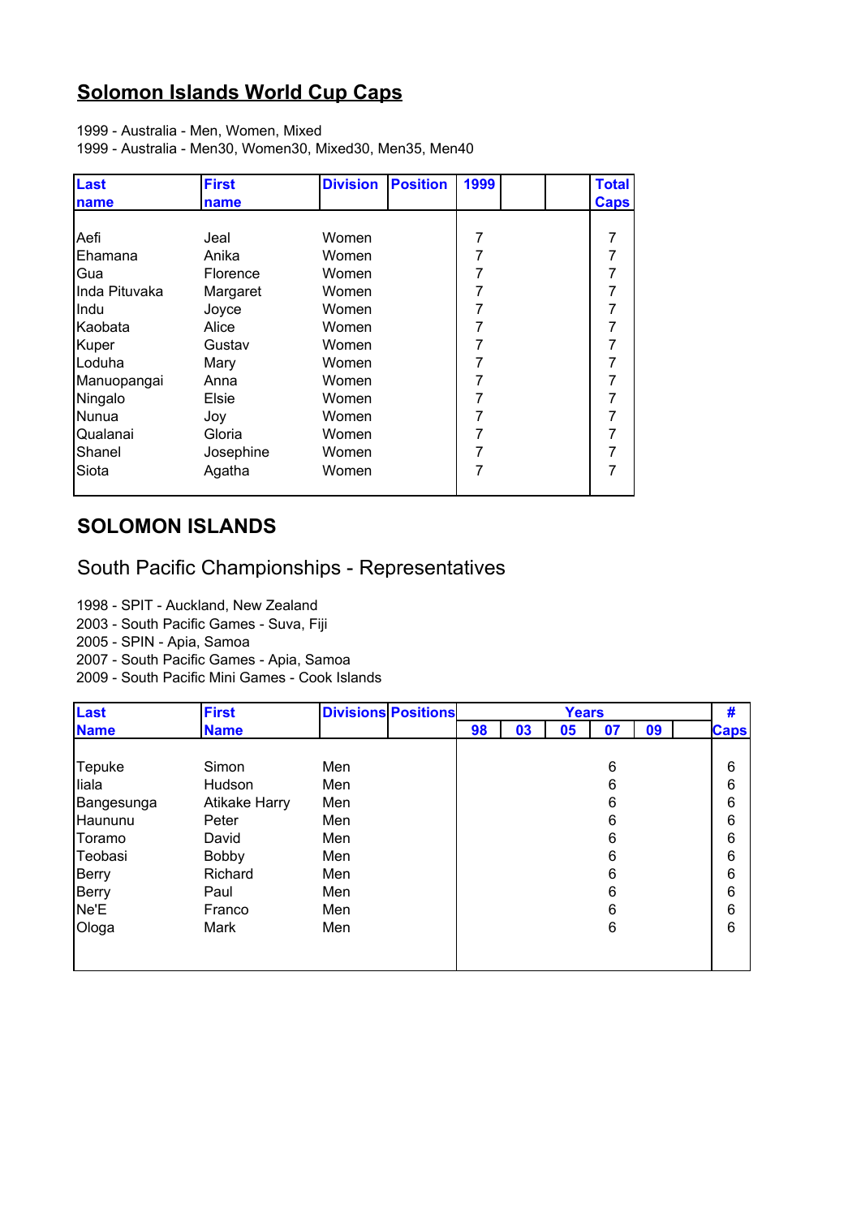## Solomon Islands World Cup Caps

1999 - Australia - Men, Women, Mixed
1999 - Australia - Men30, Women30, Mixed30, Men35, Men40

| Last name | First name | Division | Position | 1999 | | | Total Caps |
|---|---|---|---|---|---|---|---|
| Aefi | Jeal | Women | | 7 | | | 7 |
| Ehamana | Anika | Women | | 7 | | | 7 |
| Gua | Florence | Women | | 7 | | | 7 |
| Inda Pituvaka | Margaret | Women | | 7 | | | 7 |
| Indu | Joyce | Women | | 7 | | | 7 |
| Kaobata | Alice | Women | | 7 | | | 7 |
| Kuper | Gustav | Women | | 7 | | | 7 |
| Loduha | Mary | Women | | 7 | | | 7 |
| Manuopangai | Anna | Women | | 7 | | | 7 |
| Ningalo | Elsie | Women | | 7 | | | 7 |
| Nunua | Joy | Women | | 7 | | | 7 |
| Qualanai | Gloria | Women | | 7 | | | 7 |
| Shanel | Josephine | Women | | 7 | | | 7 |
| Siota | Agatha | Women | | 7 | | | 7 |

## SOLOMON ISLANDS

### South Pacific Championships - Representatives

1998 - SPIT - Auckland, New Zealand
2003 - South Pacific Games - Suva, Fiji
2005 - SPIN - Apia, Samoa
2007 - South Pacific Games - Apia, Samoa
2009 - South Pacific Mini Games - Cook Islands

| Last Name | First Name | Divisions | Positions | Years | | | | | | # Caps |
|---|---|---|---|---|---|---|---|---|---|---|
| | | | | 98 | 03 | 05 | 07 | 09 | | |
| Tepuke | Simon | Men | | | | | 6 | | | 6 |
| Iiala | Hudson | Men | | | | | 6 | | | 6 |
| Bangesunga | Atikake Harry | Men | | | | | 6 | | | 6 |
| Haununu | Peter | Men | | | | | 6 | | | 6 |
| Toramo | David | Men | | | | | 6 | | | 6 |
| Teobasi | Bobby | Men | | | | | 6 | | | 6 |
| Berry | Richard | Men | | | | | 6 | | | 6 |
| Berry | Paul | Men | | | | | 6 | | | 6 |
| Ne'E | Franco | Men | | | | | 6 | | | 6 |
| Ologa | Mark | Men | | | | | 6 | | | 6 |